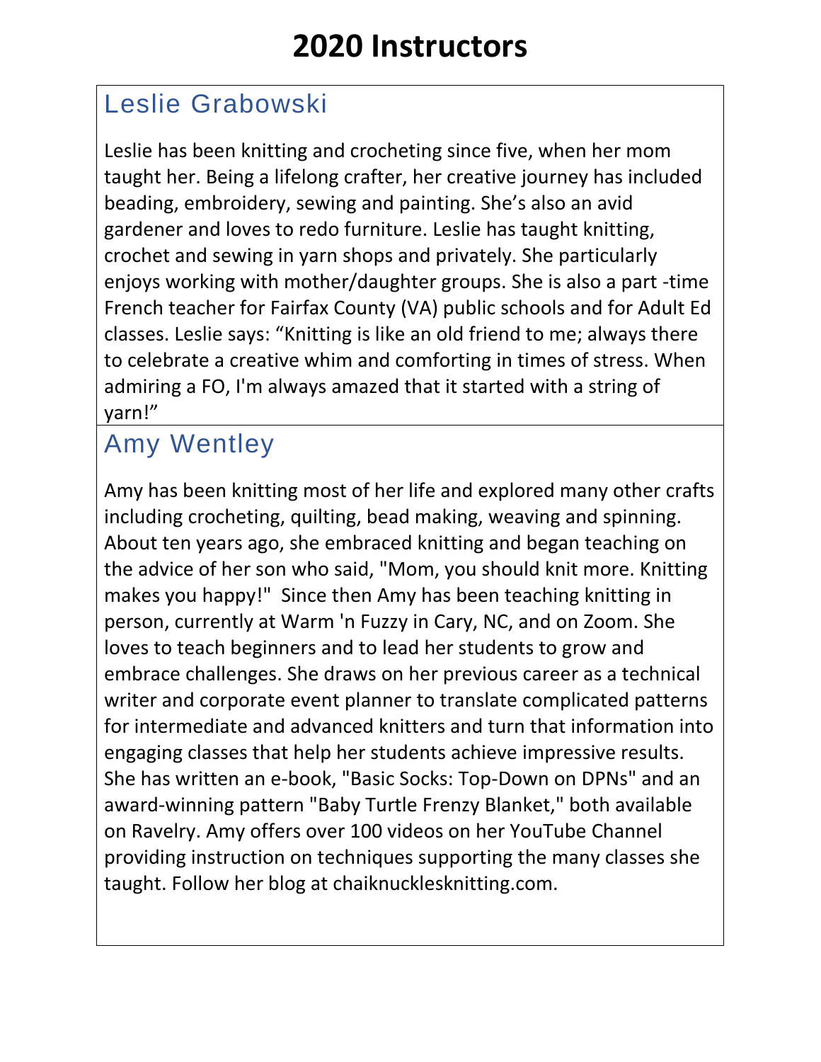# 2020 Instructors

## Leslie Grabowski

Leslie has been knitting and crocheting since five, when her mom taught her. Being a lifelong crafter, her creative journey has included beading, embroidery, sewing and painting. She's also an avid gardener and loves to redo furniture. Leslie has taught knitting, crochet and sewing in yarn shops and privately. She particularly enjoys working with mother/daughter groups. She is also a part -time French teacher for Fairfax County (VA) public schools and for Adult Ed classes. Leslie says: "Knitting is like an old friend to me; always there to celebrate a creative whim and comforting in times of stress. When admiring a FO, I'm always amazed that it started with a string of yarn!"

## Amy Wentley

Amy has been knitting most of her life and explored many other crafts including crocheting, quilting, bead making, weaving and spinning. About ten years ago, she embraced knitting and began teaching on the advice of her son who said, "Mom, you should knit more. Knitting makes you happy!" Since then Amy has been teaching knitting in person, currently at Warm 'n Fuzzy in Cary, NC, and on Zoom. She loves to teach beginners and to lead her students to grow and embrace challenges. She draws on her previous career as a technical writer and corporate event planner to translate complicated patterns for intermediate and advanced knitters and turn that information into engaging classes that help her students achieve impressive results. She has written an e-book, "Basic Socks: Top-Down on DPNs" and an award-winning pattern "Baby Turtle Frenzy Blanket," both available on Ravelry. Amy offers over 100 videos on her YouTube Channel providing instruction on techniques supporting the many classes she taught. Follow her blog at chaiknucklesknitting.com.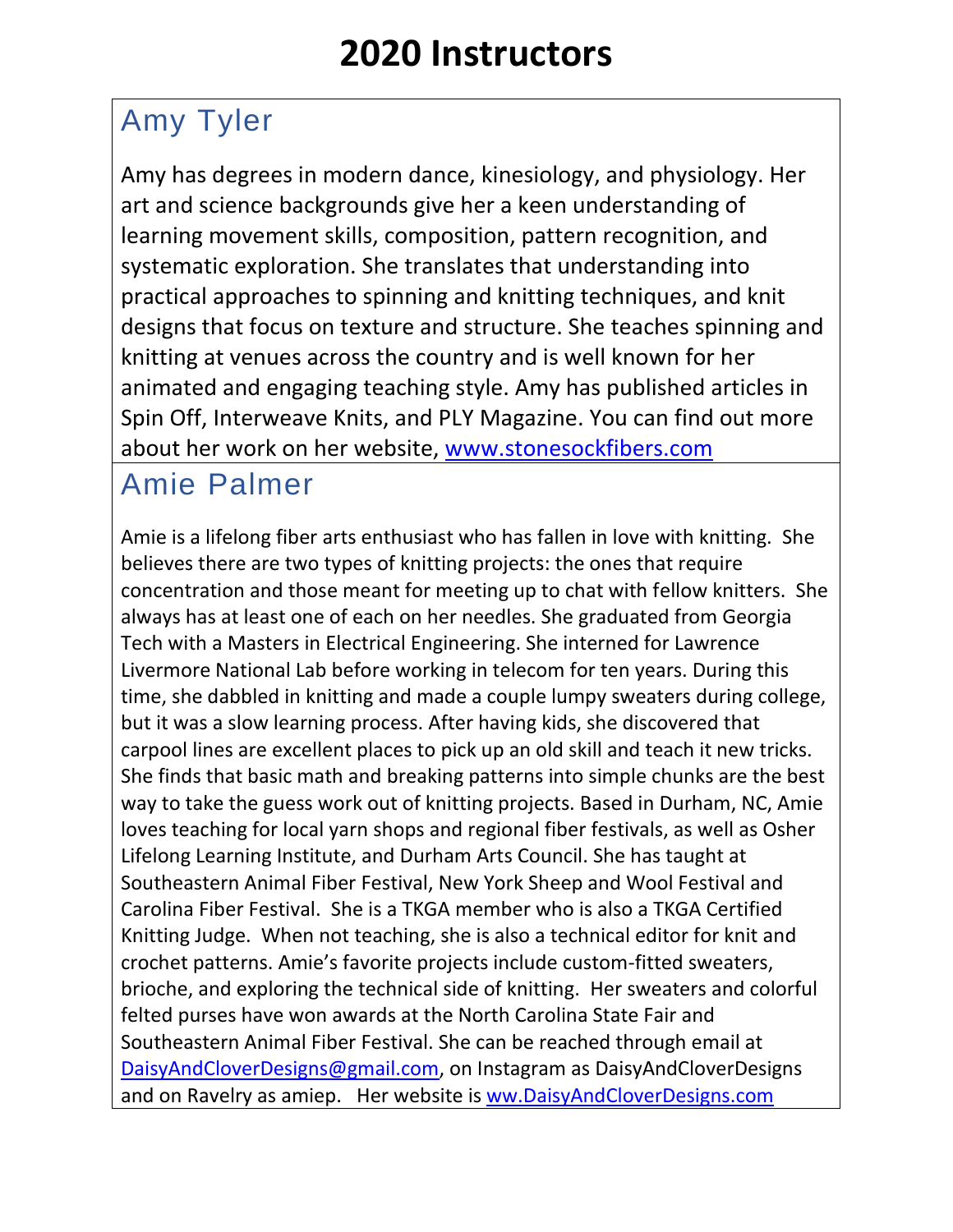# 2020 Instructors

## Amy Tyler

Amy has degrees in modern dance, kinesiology, and physiology. Her art and science backgrounds give her a keen understanding of learning movement skills, composition, pattern recognition, and systematic exploration. She translates that understanding into practical approaches to spinning and knitting techniques, and knit designs that focus on texture and structure. She teaches spinning and knitting at venues across the country and is well known for her animated and engaging teaching style. Amy has published articles in Spin Off, Interweave Knits, and PLY Magazine. You can find out more about her work on her website, [www.stonesockfibers.com](http://www.stonesockfibers.com)

## Amie Palmer

Amie is a lifelong fiber arts enthusiast who has fallen in love with knitting. She believes there are two types of knitting projects: the ones that require concentration and those meant for meeting up to chat with fellow knitters. She always has at least one of each on her needles. She graduated from Georgia Tech with a Masters in Electrical Engineering. She interned for Lawrence Livermore National Lab before working in telecom for ten years. During this time, she dabbled in knitting and made a couple lumpy sweaters during college, but it was a slow learning process. After having kids, she discovered that carpool lines are excellent places to pick up an old skill and teach it new tricks. She finds that basic math and breaking patterns into simple chunks are the best way to take the guess work out of knitting projects. Based in Durham, NC, Amie loves teaching for local yarn shops and regional fiber festivals, as well as Osher Lifelong Learning Institute, and Durham Arts Council. She has taught at Southeastern Animal Fiber Festival, New York Sheep and Wool Festival and Carolina Fiber Festival. She is a TKGA member who is also a TKGA Certified Knitting Judge. When not teaching, she is also a technical editor for knit and crochet patterns. Amie's favorite projects include custom-fitted sweaters, brioche, and exploring the technical side of knitting. Her sweaters and colorful felted purses have won awards at the North Carolina State Fair and Southeastern Animal Fiber Festival. She can be reached through email at [DaisyAndCloverDesigns@gmail.com](mailto:DaisyAndCloverDesigns@gmail.com), on Instagram as DaisyAndCloverDesigns and on Ravelry as amiep. Her website is [ww.DaisyAndCloverDesigns.com](http://ww.DaisyAndCloverDesigns.com)